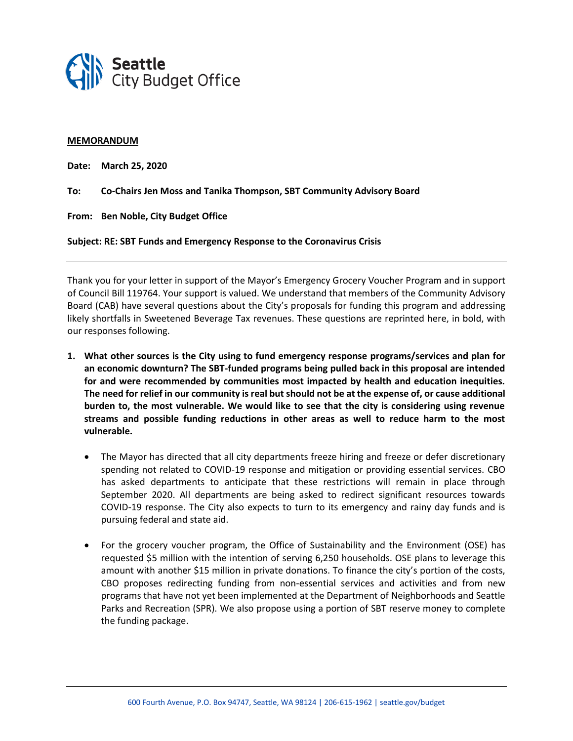**Seattle City Budget Office**

**MEMORANDUM**

**Date: March 25, 2020**

**To: Co-Chairs Jen Moss and Tanika Thompson, SBT Community Advisory Board**

**From: Ben Noble, City Budget Office**

**Subject: RE: SBT Funds and Emergency Response to the Coronavirus Crisis**

---

Thank you for your letter in support of the Mayor's Emergency Grocery Voucher Program and in support of Council Bill 119764. Your support is valued. We understand that members of the Community Advisory Board (CAB) have several questions about the City's proposals for funding this program and addressing likely shortfalls in Sweetened Beverage Tax revenues. These questions are reprinted here, in bold, with our responses following.

1. **What other sources is the City using to fund emergency response programs/services and plan for an economic downturn? The SBT-funded programs being pulled back in this proposal are intended for and were recommended by communities most impacted by health and education inequities. The need for relief in our community is real but should not be at the expense of, or cause additional burden to, the most vulnerable. We would like to see that the city is considering using revenue streams and possible funding reductions in other areas as well to reduce harm to the most vulnerable.**

    - The Mayor has directed that all city departments freeze hiring and freeze or defer discretionary spending not related to COVID-19 response and mitigation or providing essential services. CBO has asked departments to anticipate that these restrictions will remain in place through September 2020. All departments are being asked to redirect significant resources towards COVID-19 response. The City also expects to turn to its emergency and rainy day funds and is pursuing federal and state aid.

    - For the grocery voucher program, the Office of Sustainability and the Environment (OSE) has requested $5 million with the intention of serving 6,250 households. OSE plans to leverage this amount with another $15 million in private donations. To finance the city's portion of the costs, CBO proposes redirecting funding from non-essential services and activities and from new programs that have not yet been implemented at the Department of Neighborhoods and Seattle Parks and Recreation (SPR). We also propose using a portion of SBT reserve money to complete the funding package.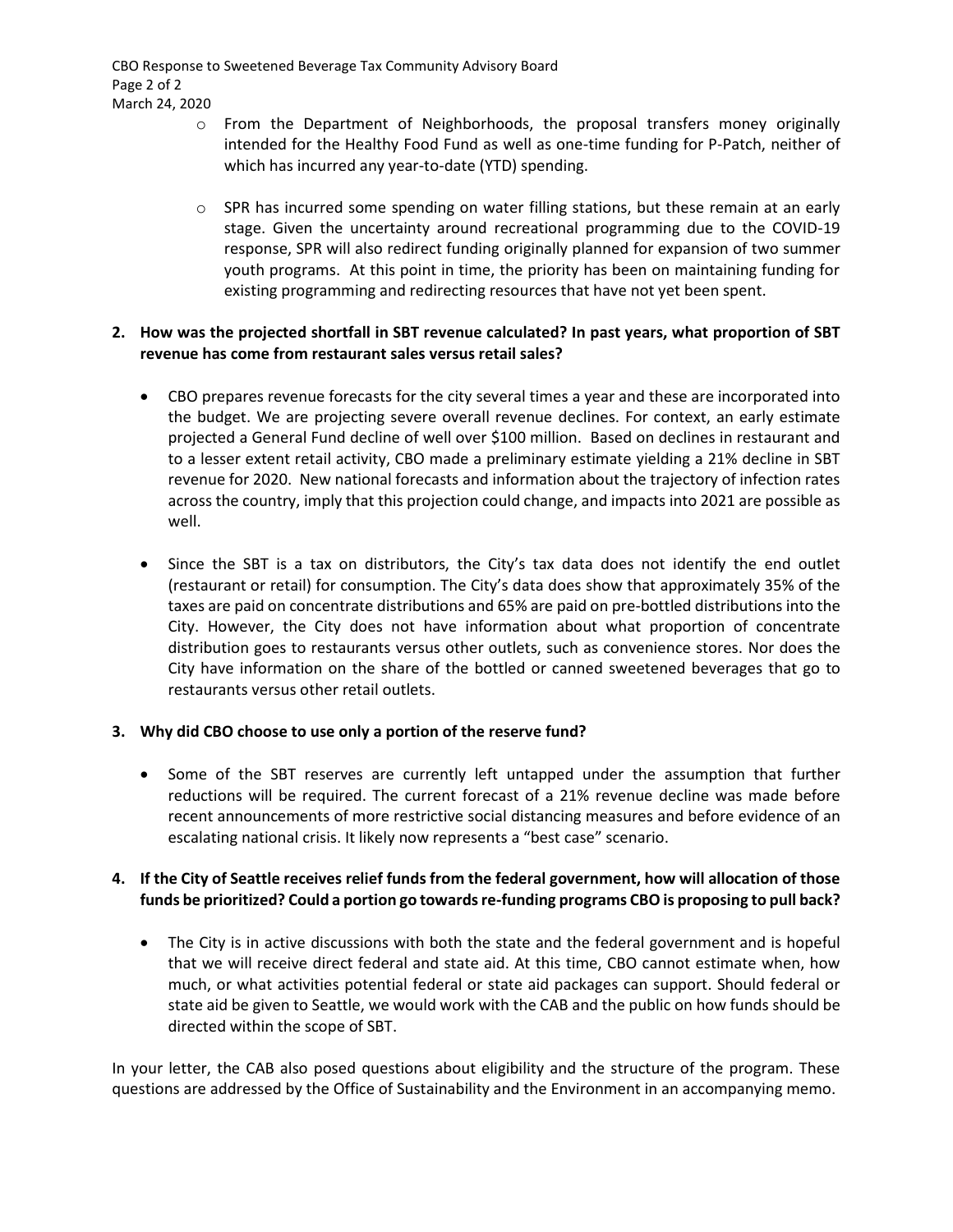- From the Department of Neighborhoods, the proposal transfers money originally intended for the Healthy Food Fund as well as one-time funding for P-Patch, neither of which has incurred any year-to-date (YTD) spending.

- SPR has incurred some spending on water filling stations, but these remain at an early stage. Given the uncertainty around recreational programming due to the COVID-19 response, SPR will also redirect funding originally planned for expansion of two summer youth programs. At this point in time, the priority has been on maintaining funding for existing programming and redirecting resources that have not yet been spent.

**2. How was the projected shortfall in SBT revenue calculated? In past years, what proportion of SBT revenue has come from restaurant sales versus retail sales?**

- CBO prepares revenue forecasts for the city several times a year and these are incorporated into the budget. We are projecting severe overall revenue declines. For context, an early estimate projected a General Fund decline of well over $100 million. Based on declines in restaurant and to a lesser extent retail activity, CBO made a preliminary estimate yielding a 21% decline in SBT revenue for 2020. New national forecasts and information about the trajectory of infection rates across the country, imply that this projection could change, and impacts into 2021 are possible as well.

- Since the SBT is a tax on distributors, the City's tax data does not identify the end outlet (restaurant or retail) for consumption. The City's data does show that approximately 35% of the taxes are paid on concentrate distributions and 65% are paid on pre-bottled distributions into the City. However, the City does not have information about what proportion of concentrate distribution goes to restaurants versus other outlets, such as convenience stores. Nor does the City have information on the share of the bottled or canned sweetened beverages that go to restaurants versus other retail outlets.

**3. Why did CBO choose to use only a portion of the reserve fund?**

- Some of the SBT reserves are currently left untapped under the assumption that further reductions will be required. The current forecast of a 21% revenue decline was made before recent announcements of more restrictive social distancing measures and before evidence of an escalating national crisis. It likely now represents a "best case" scenario.

**4. If the City of Seattle receives relief funds from the federal government, how will allocation of those funds be prioritized? Could a portion go towards re-funding programs CBO is proposing to pull back?**

- The City is in active discussions with both the state and the federal government and is hopeful that we will receive direct federal and state aid. At this time, CBO cannot estimate when, how much, or what activities potential federal or state aid packages can support. Should federal or state aid be given to Seattle, we would work with the CAB and the public on how funds should be directed within the scope of SBT.

In your letter, the CAB also posed questions about eligibility and the structure of the program. These questions are addressed by the Office of Sustainability and the Environment in an accompanying memo.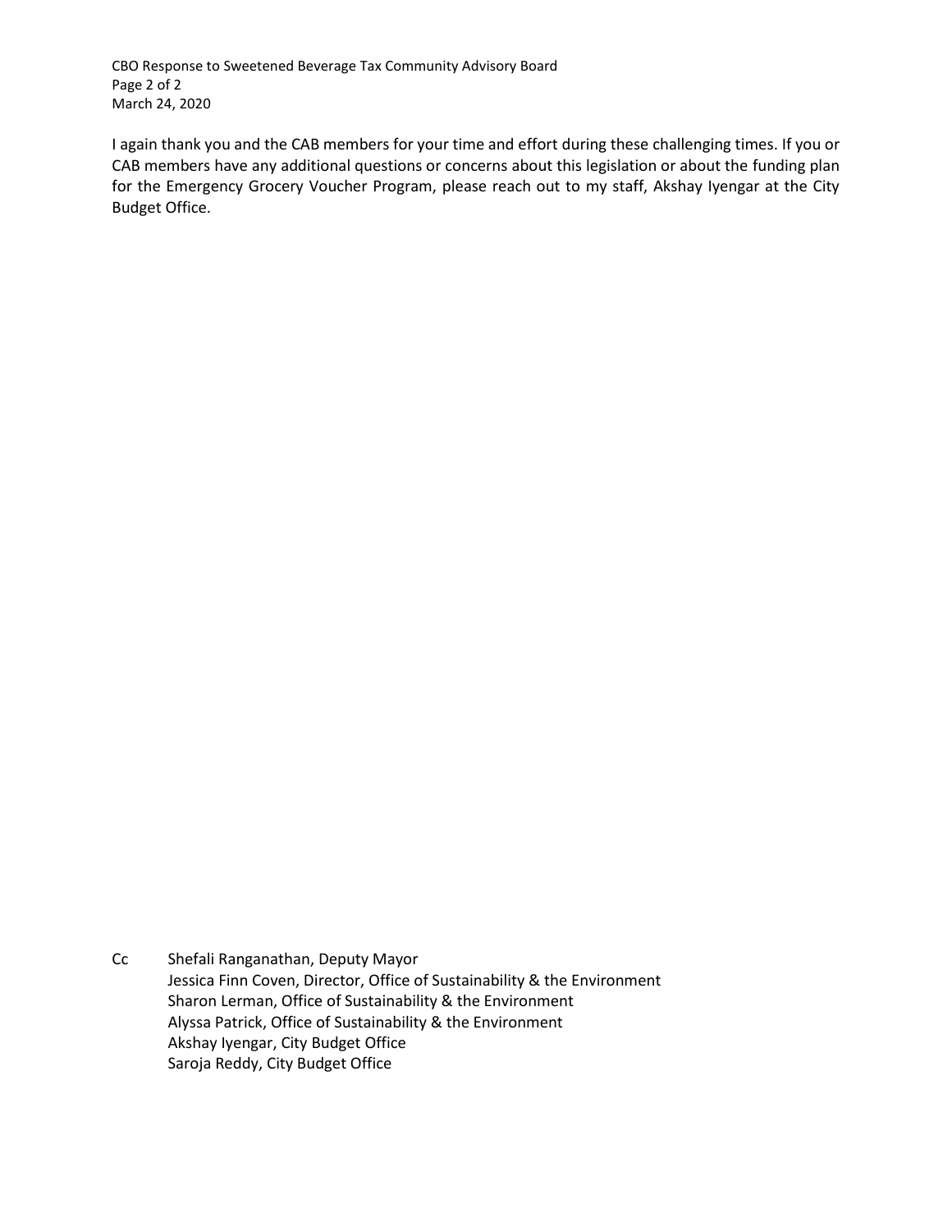I again thank you and the CAB members for your time and effort during these challenging times. If you or CAB members have any additional questions or concerns about this legislation or about the funding plan for the Emergency Grocery Voucher Program, please reach out to my staff, Akshay Iyengar at the City Budget Office.

Cc Shefali Ranganathan, Deputy Mayor
Jessica Finn Coven, Director, Office of Sustainability & the Environment
Sharon Lerman, Office of Sustainability & the Environment
Alyssa Patrick, Office of Sustainability & the Environment
Akshay Iyengar, City Budget Office
Saroja Reddy, City Budget Office